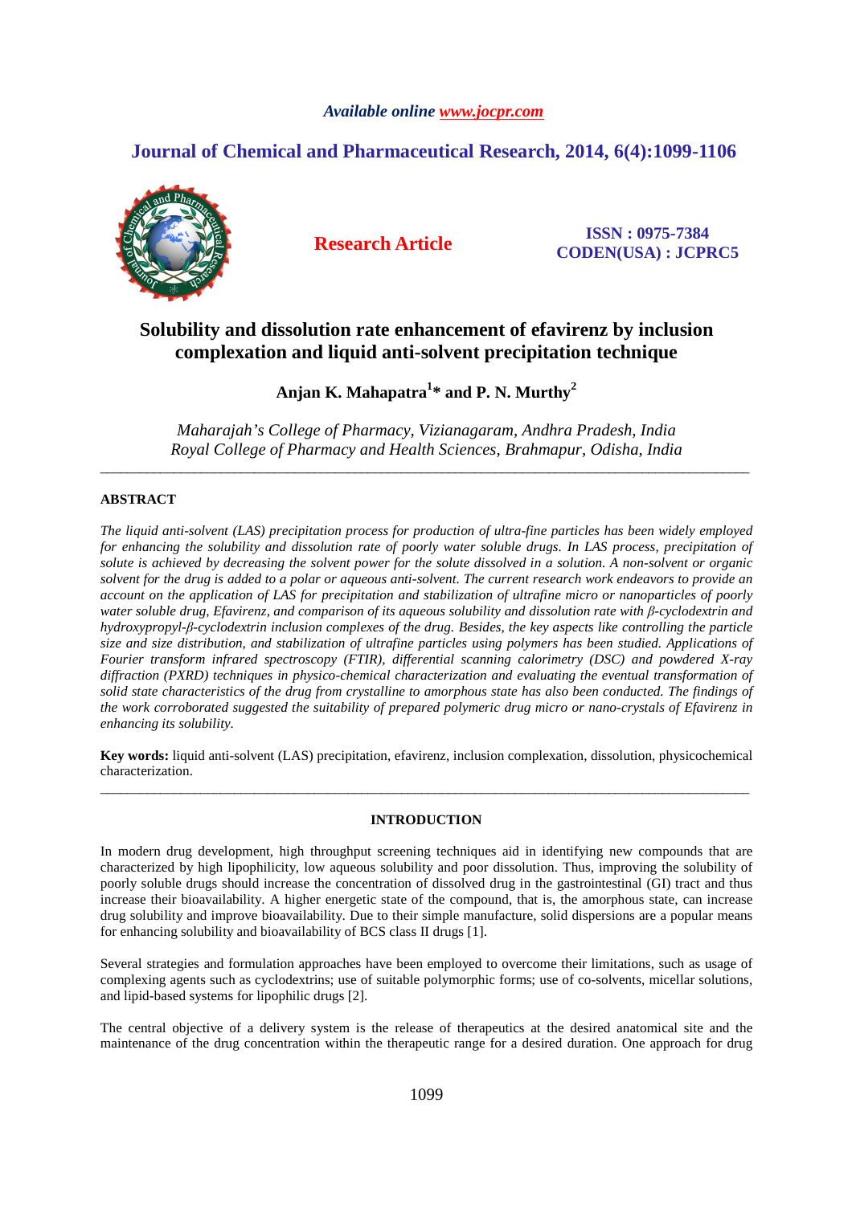*Available online www.jocpr.com*

**Journal of Chemical and Pharmaceutical Research, 2014, 6(4):1099-1106**

**Research Article**

**ISSN : 0975-7384**
**CODEN(USA) : JCPRC5**

# Solubility and dissolution rate enhancement of efavirenz by inclusion complexation and liquid anti-solvent precipitation technique

**Anjan K. Mahapatra[1]* and P. N. Murthy[2]**

*Maharajah's College of Pharmacy, Vizianagaram, Andhra Pradesh, India*
*Royal College of Pharmacy and Health Sciences, Brahmapur, Odisha, India*

---

## ABSTRACT

*The liquid anti-solvent (LAS) precipitation process for production of ultra-fine particles has been widely employed for enhancing the solubility and dissolution rate of poorly water soluble drugs. In LAS process, precipitation of solute is achieved by decreasing the solvent power for the solute dissolved in a solution. A non-solvent or organic solvent for the drug is added to a polar or aqueous anti-solvent. The current research work endeavors to provide an account on the application of LAS for precipitation and stabilization of ultrafine micro or nanoparticles of poorly water soluble drug, Efavirenz, and comparison of its aqueous solubility and dissolution rate with β-cyclodextrin and hydroxypropyl-β-cyclodextrin inclusion complexes of the drug. Besides, the key aspects like controlling the particle size and size distribution, and stabilization of ultrafine particles using polymers has been studied. Applications of Fourier transform infrared spectroscopy (FTIR), differential scanning calorimetry (DSC) and powdered X-ray diffraction (PXRD) techniques in physico-chemical characterization and evaluating the eventual transformation of solid state characteristics of the drug from crystalline to amorphous state has also been conducted. The findings of the work corroborated suggested the suitability of prepared polymeric drug micro or nano-crystals of Efavirenz in enhancing its solubility.*

**Key words:** liquid anti-solvent (LAS) precipitation, efavirenz, inclusion complexation, dissolution, physicochemical characterization.

---

## INTRODUCTION

In modern drug development, high throughput screening techniques aid in identifying new compounds that are characterized by high lipophilicity, low aqueous solubility and poor dissolution. Thus, improving the solubility of poorly soluble drugs should increase the concentration of dissolved drug in the gastrointestinal (GI) tract and thus increase their bioavailability. A higher energetic state of the compound, that is, the amorphous state, can increase drug solubility and improve bioavailability. Due to their simple manufacture, solid dispersions are a popular means for enhancing solubility and bioavailability of BCS class II drugs [1].

Several strategies and formulation approaches have been employed to overcome their limitations, such as usage of complexing agents such as cyclodextrins; use of suitable polymorphic forms; use of co-solvents, micellar solutions, and lipid-based systems for lipophilic drugs [2].

The central objective of a delivery system is the release of therapeutics at the desired anatomical site and the maintenance of the drug concentration within the therapeutic range for a desired duration. One approach for drug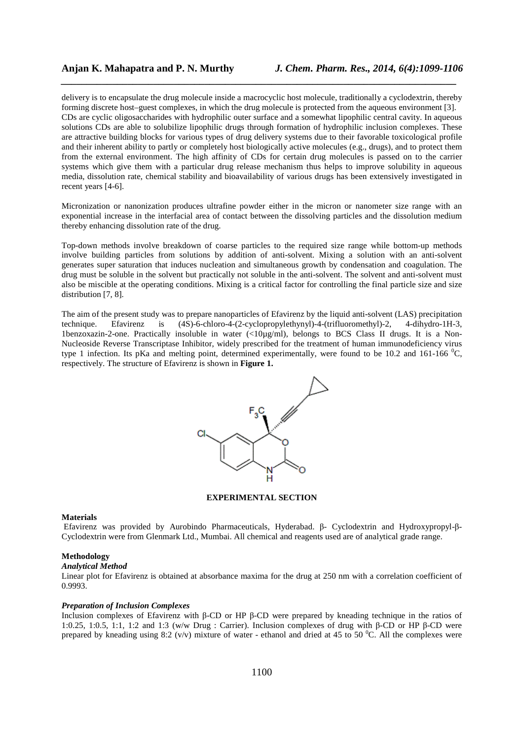delivery is to encapsulate the drug molecule inside a macrocyclic host molecule, traditionally a cyclodextrin, thereby forming discrete host–guest complexes, in which the drug molecule is protected from the aqueous environment [3]. CDs are cyclic oligosaccharides with hydrophilic outer surface and a somewhat lipophilic central cavity. In aqueous solutions CDs are able to solubilize lipophilic drugs through formation of hydrophilic inclusion complexes. These are attractive building blocks for various types of drug delivery systems due to their favorable toxicological profile and their inherent ability to partly or completely host biologically active molecules (e.g., drugs), and to protect them from the external environment. The high affinity of CDs for certain drug molecules is passed on to the carrier systems which give them with a particular drug release mechanism thus helps to improve solubility in aqueous media, dissolution rate, chemical stability and bioavailability of various drugs has been extensively investigated in recent years [4-6].

Micronization or nanonization produces ultrafine powder either in the micron or nanometer size range with an exponential increase in the interfacial area of contact between the dissolving particles and the dissolution medium thereby enhancing dissolution rate of the drug.

Top-down methods involve breakdown of coarse particles to the required size range while bottom-up methods involve building particles from solutions by addition of anti-solvent. Mixing a solution with an anti-solvent generates super saturation that induces nucleation and simultaneous growth by condensation and coagulation. The drug must be soluble in the solvent but practically not soluble in the anti-solvent. The solvent and anti-solvent must also be miscible at the operating conditions. Mixing is a critical factor for controlling the final particle size and size distribution [7, 8].

The aim of the present study was to prepare nanoparticles of Efavirenz by the liquid anti-solvent (LAS) precipitation technique. Efavirenz is (4S)-6-chloro-4-(2-cyclopropylethynyl)-4-(trifluoromethyl)-2, 4-dihydro-1H-3, 1benzoxazin-2-one. Practically insoluble in water (<10µg/ml), belongs to BCS Class II drugs. It is a Non-Nucleoside Reverse Transcriptase Inhibitor, widely prescribed for the treatment of human immunodeficiency virus type 1 infection. Its pKa and melting point, determined experimentally, were found to be 10.2 and 161-166 $^{0}$C, respectively. The structure of Efavirenz is shown in **Figure 1.**

## EXPERIMENTAL SECTION

**Materials**

Efavirenz was provided by Aurobindo Pharmaceuticals, Hyderabad. β- Cyclodextrin and Hydroxypropyl-β-Cyclodextrin were from Glenmark Ltd., Mumbai. All chemical and reagents used are of analytical grade range.

**Methodology**

***Analytical Method***

Linear plot for Efavirenz is obtained at absorbance maxima for the drug at 250 nm with a correlation coefficient of 0.9993.

***Preparation of Inclusion Complexes***

Inclusion complexes of Efavirenz with β-CD or HP β-CD were prepared by kneading technique in the ratios of 1:0.25, 1:0.5, 1:1, 1:2 and 1:3 (w/w Drug : Carrier). Inclusion complexes of drug with β-CD or HP β-CD were prepared by kneading using 8:2 (v/v) mixture of water - ethanol and dried at 45 to 50 $^{0}$C. All the complexes were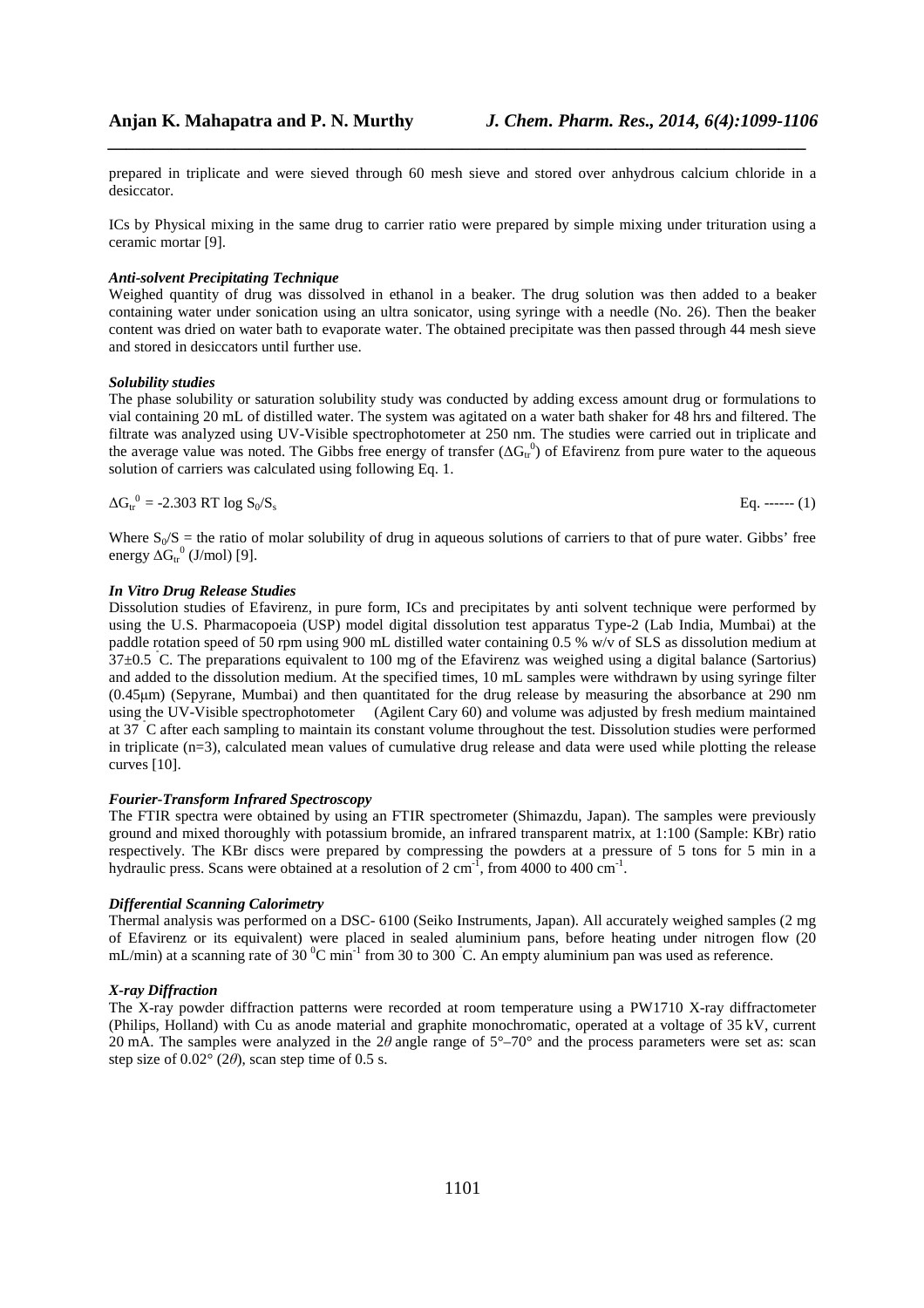prepared in triplicate and were sieved through 60 mesh sieve and stored over anhydrous calcium chloride in a desiccator.

ICs by Physical mixing in the same drug to carrier ratio were prepared by simple mixing under trituration using a ceramic mortar [9].

### *Anti-solvent Precipitating Technique*

Weighed quantity of drug was dissolved in ethanol in a beaker. The drug solution was then added to a beaker containing water under sonication using an ultra sonicator, using syringe with a needle (No. 26). Then the beaker content was dried on water bath to evaporate water. The obtained precipitate was then passed through 44 mesh sieve and stored in desiccators until further use.

### *Solubility studies*

The phase solubility or saturation solubility study was conducted by adding excess amount drug or formulations to vial containing 20 mL of distilled water. The system was agitated on a water bath shaker for 48 hrs and filtered. The filtrate was analyzed using UV-Visible spectrophotometer at 250 nm. The studies were carried out in triplicate and the average value was noted. The Gibbs free energy of transfer ($\Delta G_{tr}^{0}$) of Efavirenz from pure water to the aqueous solution of carriers was calculated using following Eq. 1.

$$\Delta G_{tr}^{0} = -2.303\ RT \log S_0/S_s \qquad \text{Eq. ------ (1)}$$

Where $S_0/S$ = the ratio of molar solubility of drug in aqueous solutions of carriers to that of pure water. Gibbs' free energy $\Delta G_{tr}^{0}$ (J/mol) [9].

### *In Vitro Drug Release Studies*

Dissolution studies of Efavirenz, in pure form, ICs and precipitates by anti solvent technique were performed by using the U.S. Pharmacopoeia (USP) model digital dissolution test apparatus Type-2 (Lab India, Mumbai) at the paddle rotation speed of 50 rpm using 900 mL distilled water containing 0.5 % w/v of SLS as dissolution medium at 37±0.5 °C. The preparations equivalent to 100 mg of the Efavirenz was weighed using a digital balance (Sartorius) and added to the dissolution medium. At the specified times, 10 mL samples were withdrawn by using syringe filter (0.45μm) (Sepyrane, Mumbai) and then quantitated for the drug release by measuring the absorbance at 290 nm using the UV-Visible spectrophotometer (Agilent Cary 60) and volume was adjusted by fresh medium maintained at 37 °C after each sampling to maintain its constant volume throughout the test. Dissolution studies were performed in triplicate (n=3), calculated mean values of cumulative drug release and data were used while plotting the release curves [10].

### *Fourier-Transform Infrared Spectroscopy*

The FTIR spectra were obtained by using an FTIR spectrometer (Shimazdu, Japan). The samples were previously ground and mixed thoroughly with potassium bromide, an infrared transparent matrix, at 1:100 (Sample: KBr) ratio respectively. The KBr discs were prepared by compressing the powders at a pressure of 5 tons for 5 min in a hydraulic press. Scans were obtained at a resolution of 2 $cm^{-1}$, from 4000 to 400 $cm^{-1}$.

### *Differential Scanning Calorimetry*

Thermal analysis was performed on a DSC- 6100 (Seiko Instruments, Japan). All accurately weighed samples (2 mg of Efavirenz or its equivalent) were placed in sealed aluminium pans, before heating under nitrogen flow (20 mL/min) at a scanning rate of 30 $^{0}C\ min^{-1}$ from 30 to 300 °C. An empty aluminium pan was used as reference.

### *X-ray Diffraction*

The X-ray powder diffraction patterns were recorded at room temperature using a PW1710 X-ray diffractometer (Philips, Holland) with Cu as anode material and graphite monochromatic, operated at a voltage of 35 kV, current 20 mA. The samples were analyzed in the $2\theta$ angle range of 5°–70° and the process parameters were set as: scan step size of 0.02° ($2\theta$), scan step time of 0.5 s.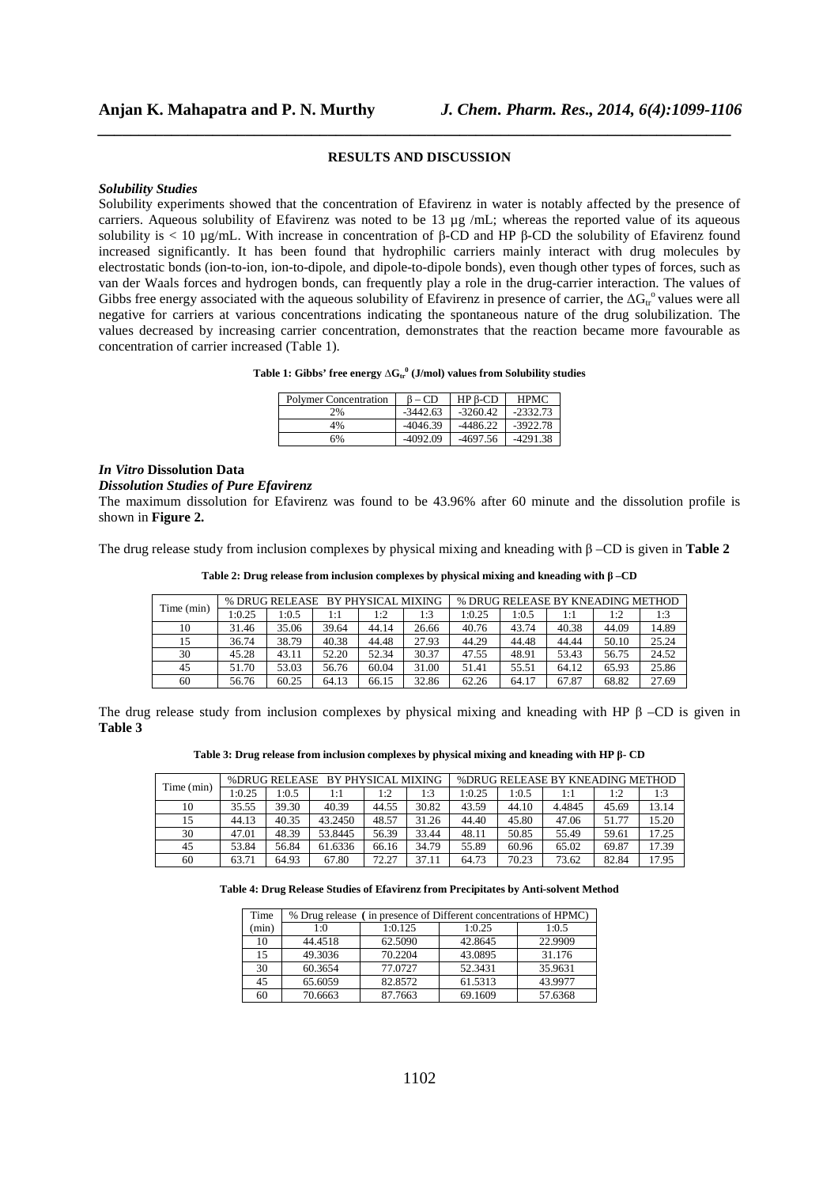## RESULTS AND DISCUSSION

### *Solubility Studies*

Solubility experiments showed that the concentration of Efavirenz in water is notably affected by the presence of carriers. Aqueous solubility of Efavirenz was noted to be 13 µg /mL; whereas the reported value of its aqueous solubility is < 10 µg/mL. With increase in concentration of β-CD and HP β-CD the solubility of Efavirenz found increased significantly. It has been found that hydrophilic carriers mainly interact with drug molecules by electrostatic bonds (ion-to-ion, ion-to-dipole, and dipole-to-dipole bonds), even though other types of forces, such as van der Waals forces and hydrogen bonds, can frequently play a role in the drug-carrier interaction. The values of Gibbs free energy associated with the aqueous solubility of Efavirenz in presence of carrier, the $\Delta G_{tr}^{o}$ values were all negative for carriers at various concentrations indicating the spontaneous nature of the drug solubilization. The values decreased by increasing carrier concentration, demonstrates that the reaction became more favourable as concentration of carrier increased (Table 1).

**Table 1: Gibbs' free energy $\Delta G_{tr}^{0}$ (J/mol) values from Solubility studies**

| Polymer Concentration | β – CD | HP β-CD | HPMC |
|---|---|---|---|
| 2% | -3442.63 | -3260.42 | -2332.73 |
| 4% | -4046.39 | -4486.22 | -3922.78 |
| 6% | -4092.09 | -4697.56 | -4291.38 |

### *In Vitro* Dissolution Data

### *Dissolution Studies of Pure Efavirenz*

The maximum dissolution for Efavirenz was found to be 43.96% after 60 minute and the dissolution profile is shown in **Figure 2.**

The drug release study from inclusion complexes by physical mixing and kneading with β –CD is given in **Table 2**

**Table 2: Drug release from inclusion complexes by physical mixing and kneading with β –CD**

| Time (min) | % DRUG RELEASE BY PHYSICAL MIXING | | | | | % DRUG RELEASE BY KNEADING METHOD | | | | |
|---|---|---|---|---|---|---|---|---|---|---|
| | 1:0.25 | 1:0.5 | 1:1 | 1:2 | 1:3 | 1:0.25 | 1:0.5 | 1:1 | 1:2 | 1:3 |
| 10 | 31.46 | 35.06 | 39.64 | 44.14 | 26.66 | 40.76 | 43.74 | 40.38 | 44.09 | 14.89 |
| 15 | 36.74 | 38.79 | 40.38 | 44.48 | 27.93 | 44.29 | 44.48 | 44.44 | 50.10 | 25.24 |
| 30 | 45.28 | 43.11 | 52.20 | 52.34 | 30.37 | 47.55 | 48.91 | 53.43 | 56.75 | 24.52 |
| 45 | 51.70 | 53.03 | 56.76 | 60.04 | 31.00 | 51.41 | 55.51 | 64.12 | 65.93 | 25.86 |
| 60 | 56.76 | 60.25 | 64.13 | 66.15 | 32.86 | 62.26 | 64.17 | 67.87 | 68.82 | 27.69 |

The drug release study from inclusion complexes by physical mixing and kneading with HP β –CD is given in **Table 3**

**Table 3: Drug release from inclusion complexes by physical mixing and kneading with HP β- CD**

| Time (min) | %DRUG RELEASE BY PHYSICAL MIXING | | | | | %DRUG RELEASE BY KNEADING METHOD | | | | |
|---|---|---|---|---|---|---|---|---|---|---|
| | 1:0.25 | 1:0.5 | 1:1 | 1:2 | 1:3 | 1:0.25 | 1:0.5 | 1:1 | 1:2 | 1:3 |
| 10 | 35.55 | 39.30 | 40.39 | 44.55 | 30.82 | 43.59 | 44.10 | 4.4845 | 45.69 | 13.14 |
| 15 | 44.13 | 40.35 | 43.2450 | 48.57 | 31.26 | 44.40 | 45.80 | 47.06 | 51.77 | 15.20 |
| 30 | 47.01 | 48.39 | 53.8445 | 56.39 | 33.44 | 48.11 | 50.85 | 55.49 | 59.61 | 17.25 |
| 45 | 53.84 | 56.84 | 61.6336 | 66.16 | 34.79 | 55.89 | 60.96 | 65.02 | 69.87 | 17.39 |
| 60 | 63.71 | 64.93 | 67.80 | 72.27 | 37.11 | 64.73 | 70.23 | 73.62 | 82.84 | 17.95 |

**Table 4: Drug Release Studies of Efavirenz from Precipitates by Anti-solvent Method**

| Time (min) | % Drug release ( in presence of Different concentrations of HPMC) | | | |
|---|---|---|---|---|
| | 1:0 | 1:0.125 | 1:0.25 | 1:0.5 |
| 10 | 44.4518 | 62.5090 | 42.8645 | 22.9909 |
| 15 | 49.3036 | 70.2204 | 43.0895 | 31.176 |
| 30 | 60.3654 | 77.0727 | 52.3431 | 35.9631 |
| 45 | 65.6059 | 82.8572 | 61.5313 | 43.9977 |
| 60 | 70.6663 | 87.7663 | 69.1609 | 57.6368 |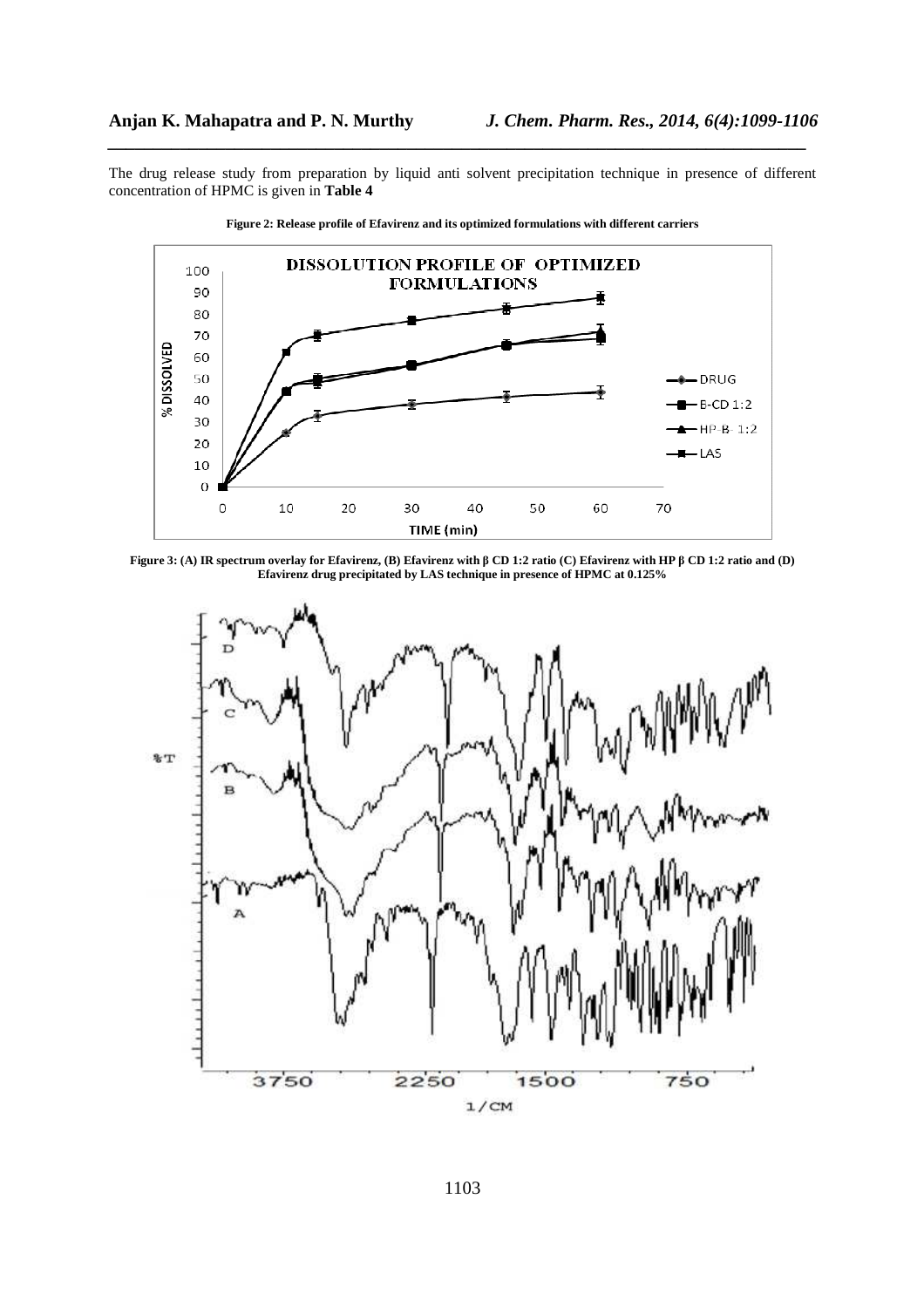The drug release study from preparation by liquid anti solvent precipitation technique in presence of different concentration of HPMC is given in **Table 4**

**Figure 2: Release profile of Efavirenz and its optimized formulations with different carriers**

**Figure 3: (A) IR spectrum overlay for Efavirenz, (B) Efavirenz with β CD 1:2 ratio (C) Efavirenz with HP β CD 1:2 ratio and (D) Efavirenz drug precipitated by LAS technique in presence of HPMC at 0.125%**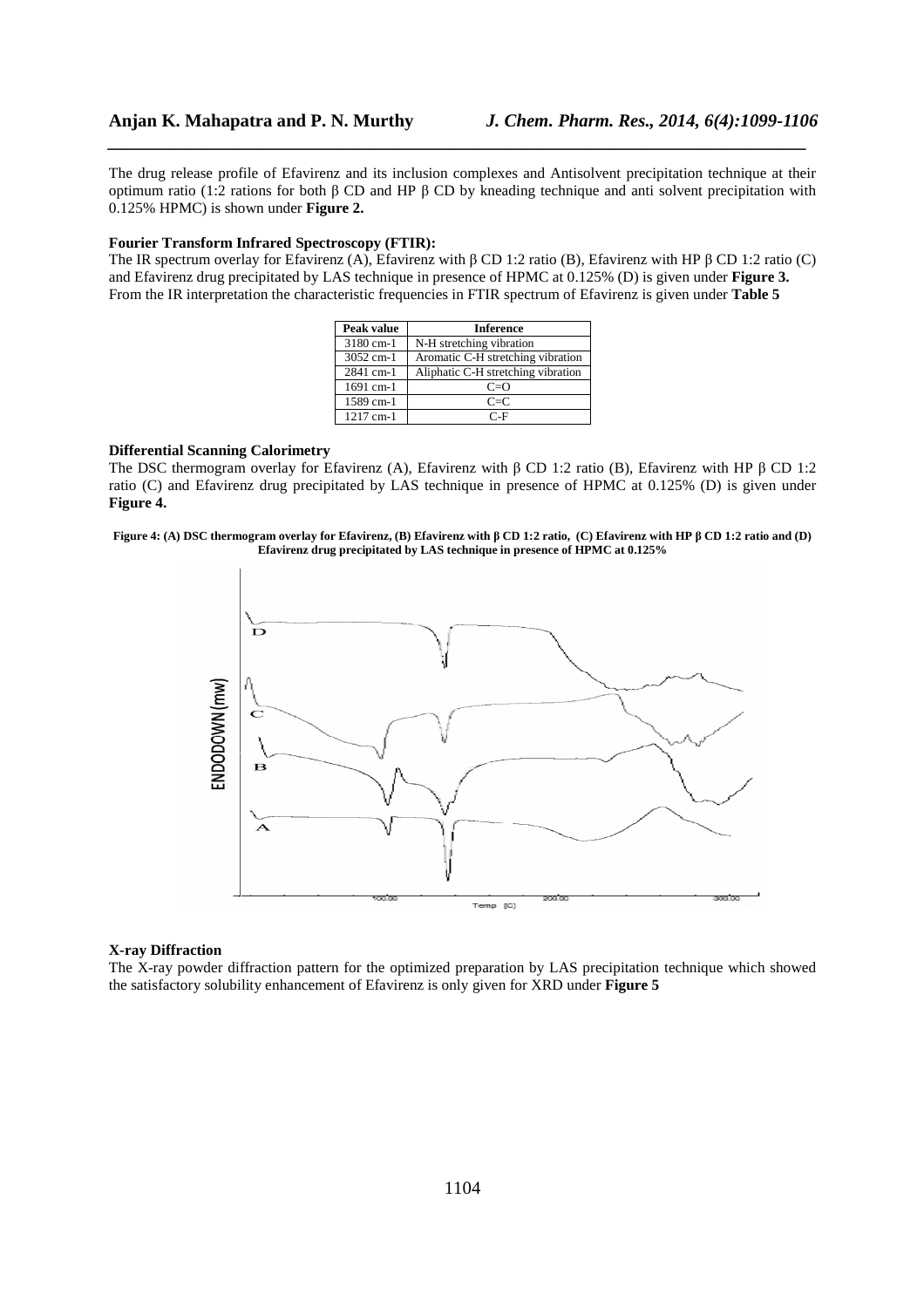The drug release profile of Efavirenz and its inclusion complexes and Antisolvent precipitation technique at their optimum ratio (1:2 rations for both β CD and HP β CD by kneading technique and anti solvent precipitation with 0.125% HPMC) is shown under **Figure 2.**

**Fourier Transform Infrared Spectroscopy (FTIR):**

The IR spectrum overlay for Efavirenz (A), Efavirenz with β CD 1:2 ratio (B), Efavirenz with HP β CD 1:2 ratio (C) and Efavirenz drug precipitated by LAS technique in presence of HPMC at 0.125% (D) is given under **Figure 3.** From the IR interpretation the characteristic frequencies in FTIR spectrum of Efavirenz is given under **Table 5**

| Peak value | Inference |
|---|---|
| 3180 cm-1 | N-H stretching vibration |
| 3052 cm-1 | Aromatic C-H stretching vibration |
| 2841 cm-1 | Aliphatic C-H stretching vibration |
| 1691 cm-1 | C=O |
| 1589 cm-1 | C=C |
| 1217 cm-1 | C-F |

**Differential Scanning Calorimetry**

The DSC thermogram overlay for Efavirenz (A), Efavirenz with β CD 1:2 ratio (B), Efavirenz with HP β CD 1:2 ratio (C) and Efavirenz drug precipitated by LAS technique in presence of HPMC at 0.125% (D) is given under **Figure 4.**

**Figure 4: (A) DSC thermogram overlay for Efavirenz, (B) Efavirenz with β CD 1:2 ratio, (C) Efavirenz with HP β CD 1:2 ratio and (D) Efavirenz drug precipitated by LAS technique in presence of HPMC at 0.125%**

**X-ray Diffraction**

The X-ray powder diffraction pattern for the optimized preparation by LAS precipitation technique which showed the satisfactory solubility enhancement of Efavirenz is only given for XRD under **Figure 5**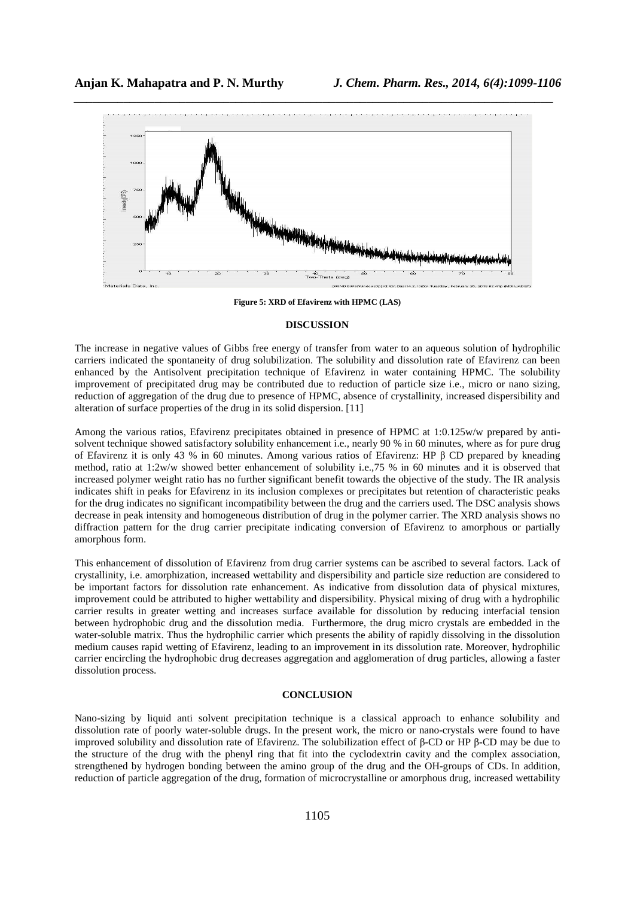Figure 5: XRD of Efavirenz with HPMC (LAS)

## DISCUSSION

The increase in negative values of Gibbs free energy of transfer from water to an aqueous solution of hydrophilic carriers indicated the spontaneity of drug solubilization. The solubility and dissolution rate of Efavirenz can been enhanced by the Antisolvent precipitation technique of Efavirenz in water containing HPMC. The solubility improvement of precipitated drug may be contributed due to reduction of particle size i.e., micro or nano sizing, reduction of aggregation of the drug due to presence of HPMC, absence of crystallinity, increased dispersibility and alteration of surface properties of the drug in its solid dispersion. [11]

Among the various ratios, Efavirenz precipitates obtained in presence of HPMC at 1:0.125w/w prepared by anti-solvent technique showed satisfactory solubility enhancement i.e., nearly 90 % in 60 minutes, where as for pure drug of Efavirenz it is only 43 % in 60 minutes. Among various ratios of Efavirenz: HP β CD prepared by kneading method, ratio at 1:2w/w showed better enhancement of solubility i.e.,75 % in 60 minutes and it is observed that increased polymer weight ratio has no further significant benefit towards the objective of the study. The IR analysis indicates shift in peaks for Efavirenz in its inclusion complexes or precipitates but retention of characteristic peaks for the drug indicates no significant incompatibility between the drug and the carriers used. The DSC analysis shows decrease in peak intensity and homogeneous distribution of drug in the polymer carrier. The XRD analysis shows no diffraction pattern for the drug carrier precipitate indicating conversion of Efavirenz to amorphous or partially amorphous form.

This enhancement of dissolution of Efavirenz from drug carrier systems can be ascribed to several factors. Lack of crystallinity, i.e. amorphization, increased wettability and dispersibility and particle size reduction are considered to be important factors for dissolution rate enhancement. As indicative from dissolution data of physical mixtures, improvement could be attributed to higher wettability and dispersibility. Physical mixing of drug with a hydrophilic carrier results in greater wetting and increases surface available for dissolution by reducing interfacial tension between hydrophobic drug and the dissolution media. Furthermore, the drug micro crystals are embedded in the water-soluble matrix. Thus the hydrophilic carrier which presents the ability of rapidly dissolving in the dissolution medium causes rapid wetting of Efavirenz, leading to an improvement in its dissolution rate. Moreover, hydrophilic carrier encircling the hydrophobic drug decreases aggregation and agglomeration of drug particles, allowing a faster dissolution process.

## CONCLUSION

Nano-sizing by liquid anti solvent precipitation technique is a classical approach to enhance solubility and dissolution rate of poorly water-soluble drugs. In the present work, the micro or nano-crystals were found to have improved solubility and dissolution rate of Efavirenz. The solubilization effect of β-CD or HP β-CD may be due to the structure of the drug with the phenyl ring that fit into the cyclodextrin cavity and the complex association, strengthened by hydrogen bonding between the amino group of the drug and the OH-groups of CDs. In addition, reduction of particle aggregation of the drug, formation of microcrystalline or amorphous drug, increased wettability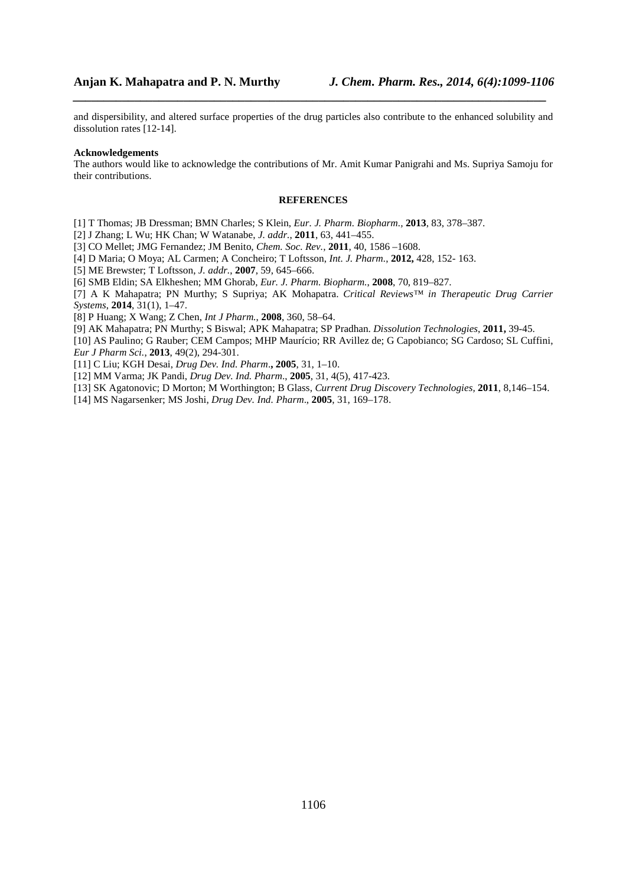and dispersibility, and altered surface properties of the drug particles also contribute to the enhanced solubility and dissolution rates [12-14].

**Acknowledgements**

The authors would like to acknowledge the contributions of Mr. Amit Kumar Panigrahi and Ms. Supriya Samoju for their contributions.

## REFERENCES

[1] T Thomas; JB Dressman; BMN Charles; S Klein, *Eur. J. Pharm. Biopharm.*, **2013**, 83, 378–387.

[2] J Zhang; L Wu; HK Chan; W Watanabe, *J. addr.*, **2011**, 63, 441–455.

[3] CO Mellet; JMG Fernandez; JM Benito, *Chem. Soc. Rev.*, **2011**, 40, 1586 –1608.

[4] D Maria; O Moya; AL Carmen; A Concheiro; T Loftsson, *Int. J. Pharm.*, **2012,** 428, 152- 163.

[5] ME Brewster; T Loftsson, *J. addr.*, **2007**, 59, 645–666.

[6] SMB Eldin; SA Elkheshen; MM Ghorab, *Eur. J. Pharm. Biopharm.*, **2008**, 70, 819–827.

[7] A K Mahapatra; PN Murthy; S Supriya; AK Mohapatra. *Critical Reviews™ in Therapeutic Drug Carrier Systems*, **2014**, 31(1), 1–47.

[8] P Huang; X Wang; Z Chen, *Int J Pharm.*, **2008**, 360, 58–64.

[9] AK Mahapatra; PN Murthy; S Biswal; APK Mahapatra; SP Pradhan. *Dissolution Technologies*, **2011,** 39-45.

[10] AS Paulino; G Rauber; CEM Campos; MHP Maurício; RR Avillez de; G Capobianco; SG Cardoso; SL Cuffini, *Eur J Pharm Sci.*, **2013**, 49(2), 294-301.

[11] C Liu; KGH Desai, *Drug Dev. Ind. Pharm*.**,** **2005**, 31, 1–10.

[12] MM Varma; JK Pandi, *Drug Dev. Ind. Pharm*., **2005**, 31, 4(5), 417-423.

[13] SK Agatonovic; D Morton; M Worthington; B Glass, *Current Drug Discovery Technologies,* **2011**, 8,146–154.

[14] MS Nagarsenker; MS Joshi, *Drug Dev. Ind. Pharm*., **2005**, 31, 169–178.